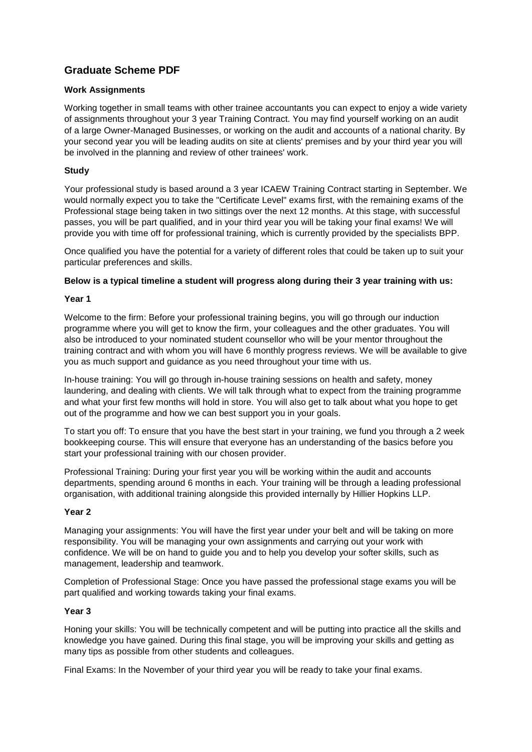## Graduate Scheme PDF

### Work Assignments

Working together in small teams with other trainee accountants you can expect to enjoy a wide variety of assignments throughout your 3 year Training Contract. You may find yourself working on an audit of a large Owner-Managed Businesses, or working on the audit and accounts of a national charity. By your second year you will be leading audits on site at clients' premises and by your third year you will be involved in the planning and review of other trainees' work.

### Study

Your professional study is based around a 3 year ICAEW Training Contract starting in September. We would normally expect you to take the "Certificate Level" exams first, with the remaining exams of the Professional stage being taken in two sittings over the next 12 months. At this stage, with successful passes, you will be part qualified, and in your third year you will be taking your final exams! We will provide you with time off for professional training, which is currently provided by the specialists BPP.

Once qualified you have the potential for a variety of different roles that could be taken up to suit your particular preferences and skills.

**Below is a typical timeline a student will progress along during their 3 year training with us:**

#### Year 1

Welcome to the firm: Before your professional training begins, you will go through our induction programme where you will get to know the firm, your colleagues and the other graduates. You will also be introduced to your nominated student counsellor who will be your mentor throughout the training contract and with whom you will have 6 monthly progress reviews. We will be available to give you as much support and guidance as you need throughout your time with us.

In-house training: You will go through in-house training sessions on health and safety, money laundering, and dealing with clients. We will talk through what to expect from the training programme and what your first few months will hold in store. You will also get to talk about what you hope to get out of the programme and how we can best support you in your goals.

To start you off: To ensure that you have the best start in your training, we fund you through a 2 week bookkeeping course. This will ensure that everyone has an understanding of the basics before you start your professional training with our chosen provider.

Professional Training: During your first year you will be working within the audit and accounts departments, spending around 6 months in each. Your training will be through a leading professional organisation, with additional training alongside this provided internally by Hillier Hopkins LLP.

#### Year 2

Managing your assignments: You will have the first year under your belt and will be taking on more responsibility. You will be managing your own assignments and carrying out your work with confidence. We will be on hand to guide you and to help you develop your softer skills, such as management, leadership and teamwork.

Completion of Professional Stage: Once you have passed the professional stage exams you will be part qualified and working towards taking your final exams.

#### Year 3

Honing your skills: You will be technically competent and will be putting into practice all the skills and knowledge you have gained. During this final stage, you will be improving your skills and getting as many tips as possible from other students and colleagues.

Final Exams: In the November of your third year you will be ready to take your final exams.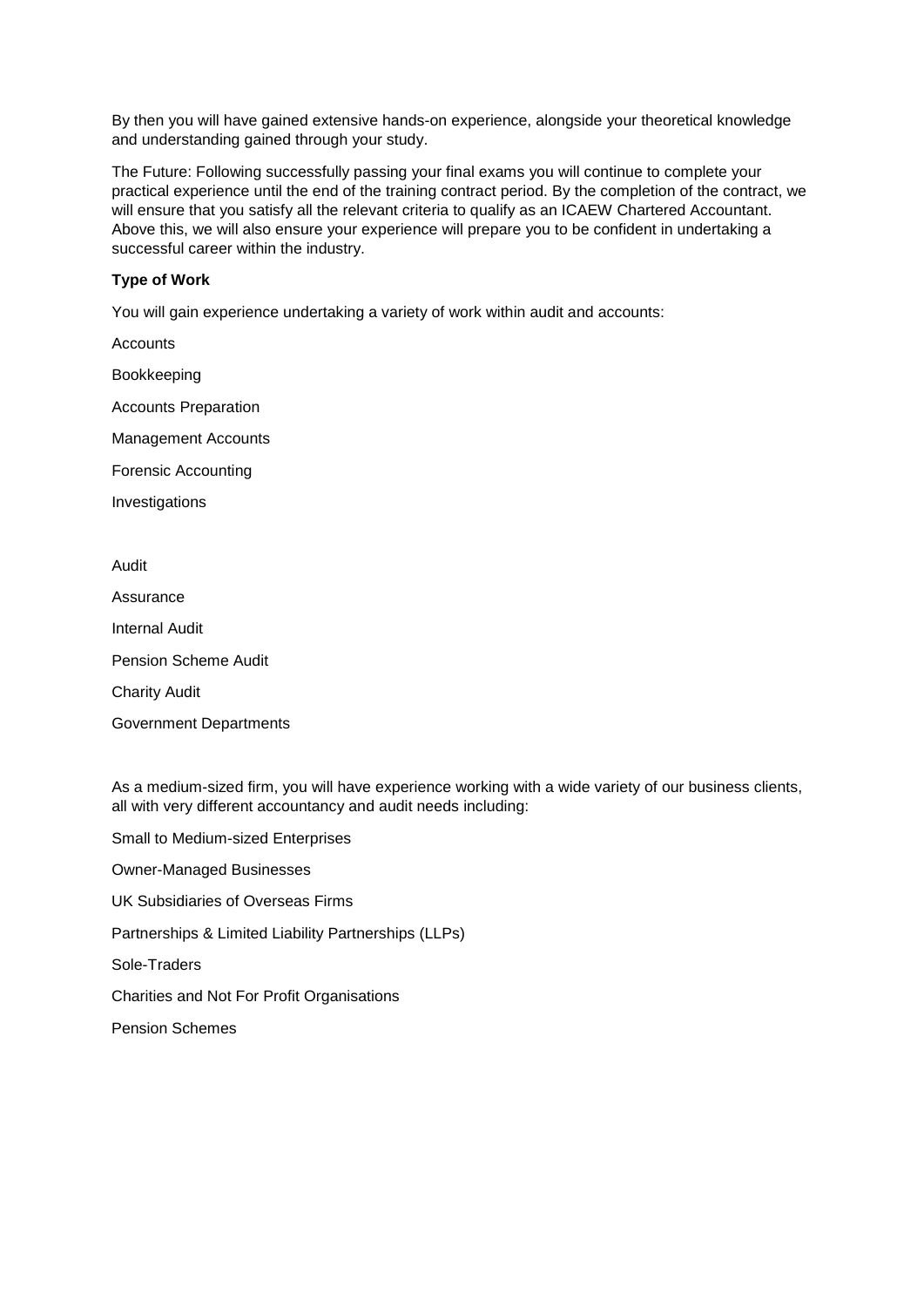By then you will have gained extensive hands-on experience, alongside your theoretical knowledge and understanding gained through your study.

The Future: Following successfully passing your final exams you will continue to complete your practical experience until the end of the training contract period. By the completion of the contract, we will ensure that you satisfy all the relevant criteria to qualify as an ICAEW Chartered Accountant. Above this, we will also ensure your experience will prepare you to be confident in undertaking a successful career within the industry.

**Type of Work**

You will gain experience undertaking a variety of work within audit and accounts:

Accounts

Bookkeeping

Accounts Preparation

Management Accounts

Forensic Accounting

Investigations

Audit

Assurance

Internal Audit

Pension Scheme Audit

Charity Audit

Government Departments

As a medium-sized firm, you will have experience working with a wide variety of our business clients, all with very different accountancy and audit needs including:

Small to Medium-sized Enterprises

Owner-Managed Businesses

UK Subsidiaries of Overseas Firms

Partnerships & Limited Liability Partnerships (LLPs)

Sole-Traders

Charities and Not For Profit Organisations

Pension Schemes